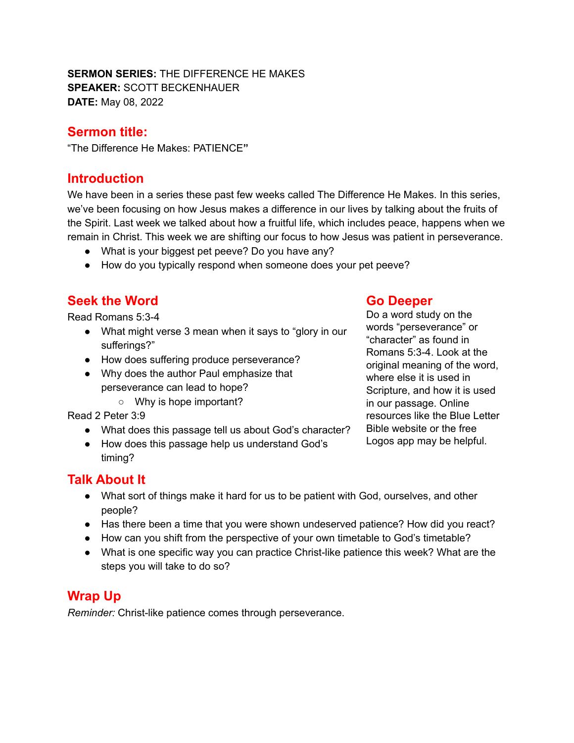**SERMON SERIES:** THE DIFFERENCE HE MAKES
**SPEAKER:** SCOTT BECKENHAUER
**DATE:** May 08, 2022

## Sermon title:

"The Difference He Makes: PATIENCE**"**

## Introduction

We have been in a series these past few weeks called The Difference He Makes. In this series, we've been focusing on how Jesus makes a difference in our lives by talking about the fruits of the Spirit. Last week we talked about how a fruitful life, which includes peace, happens when we remain in Christ. This week we are shifting our focus to how Jesus was patient in perseverance.

- What is your biggest pet peeve? Do you have any?
- How do you typically respond when someone does your pet peeve?

## Seek the Word

Read Romans 5:3-4

- What might verse 3 mean when it says to "glory in our sufferings?"
- How does suffering produce perseverance?
- Why does the author Paul emphasize that perseverance can lead to hope?
  - Why is hope important?

Read 2 Peter 3:9

- What does this passage tell us about God's character?
- How does this passage help us understand God's timing?

## Go Deeper

Do a word study on the words "perseverance" or "character" as found in Romans 5:3-4. Look at the original meaning of the word, where else it is used in Scripture, and how it is used in our passage. Online resources like the Blue Letter Bible website or the free Logos app may be helpful.

## Talk About It

- What sort of things make it hard for us to be patient with God, ourselves, and other people?
- Has there been a time that you were shown undeserved patience? How did you react?
- How can you shift from the perspective of your own timetable to God's timetable?
- What is one specific way you can practice Christ-like patience this week? What are the steps you will take to do so?

## Wrap Up

*Reminder:* Christ-like patience comes through perseverance.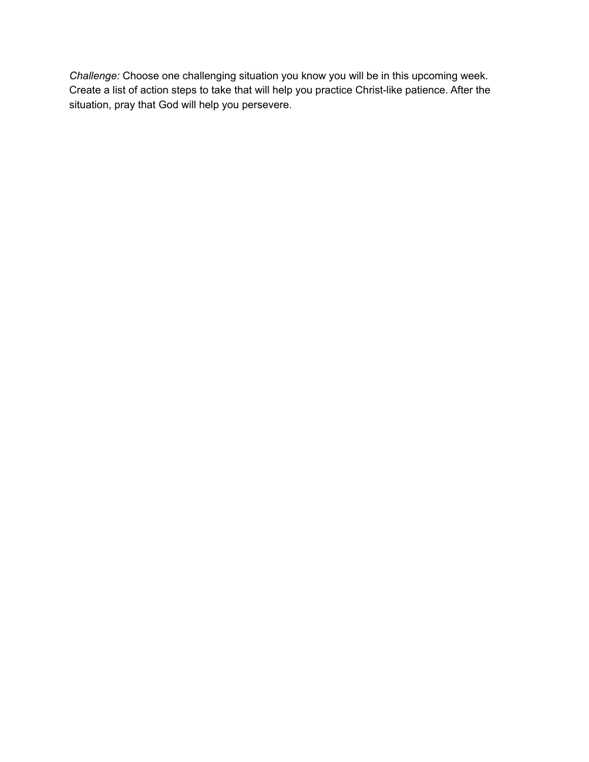*Challenge:* Choose one challenging situation you know you will be in this upcoming week. Create a list of action steps to take that will help you practice Christ-like patience. After the situation, pray that God will help you persevere.